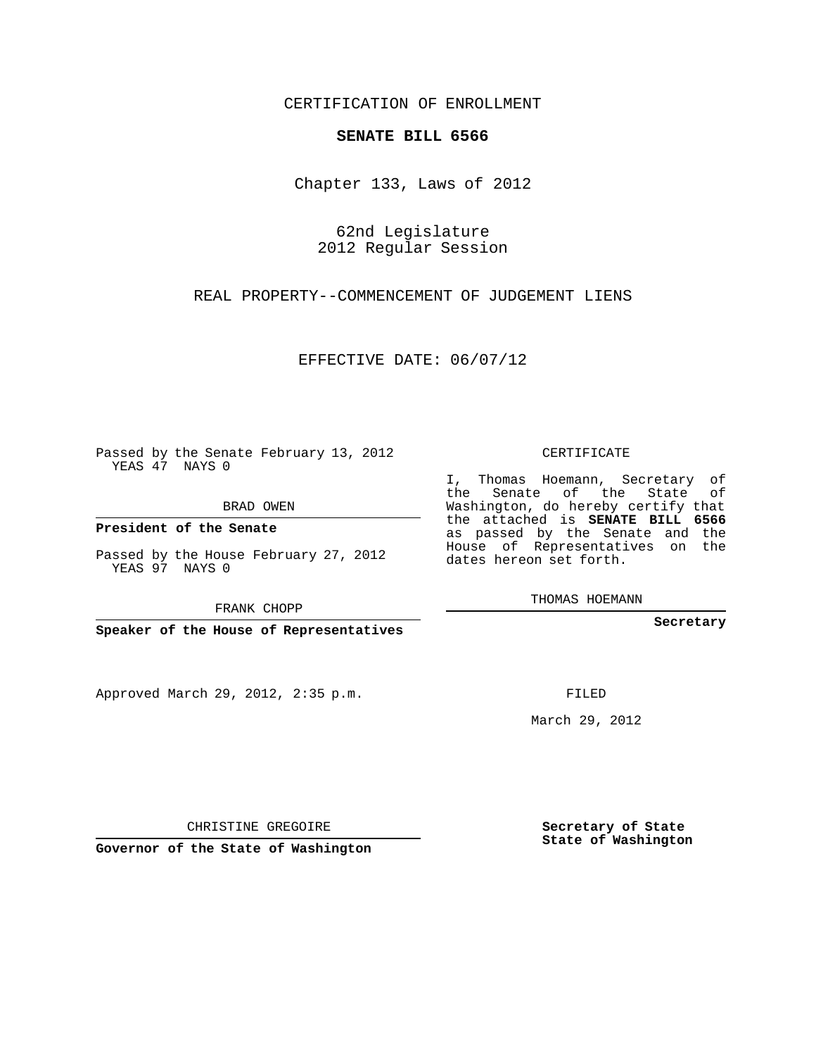CERTIFICATION OF ENROLLMENT

**SENATE BILL 6566**

Chapter 133, Laws of 2012

62nd Legislature
2012 Regular Session

REAL PROPERTY--COMMENCEMENT OF JUDGEMENT LIENS

EFFECTIVE DATE: 06/07/12

Passed by the Senate February 13, 2012
YEAS 47 NAYS 0

BRAD OWEN

**President of the Senate**

Passed by the House February 27, 2012
YEAS 97 NAYS 0

FRANK CHOPP

**Speaker of the House of Representatives**

CERTIFICATE

I, Thomas Hoemann, Secretary of the Senate of the State of Washington, do hereby certify that the attached is **SENATE BILL 6566** as passed by the Senate and the House of Representatives on the dates hereon set forth.

THOMAS HOEMANN

**Secretary**

Approved March 29, 2012, 2:35 p.m.

FILED

March 29, 2012

CHRISTINE GREGOIRE

**Governor of the State of Washington**

**Secretary of State**
**State of Washington**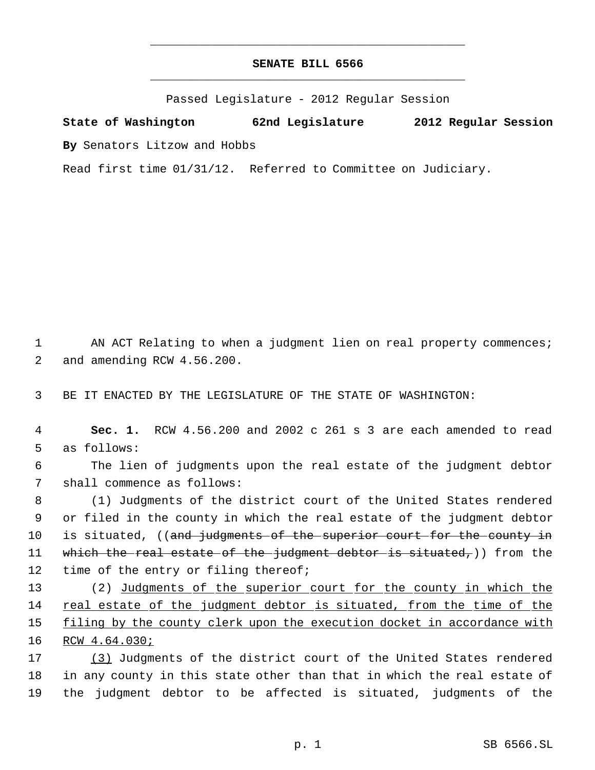# SENATE BILL 6566

Passed Legislature - 2012 Regular Session

**State of Washington 62nd Legislature 2012 Regular Session**

**By** Senators Litzow and Hobbs

Read first time 01/31/12. Referred to Committee on Judiciary.

AN ACT Relating to when a judgment lien on real property commences; and amending RCW 4.56.200.

BE IT ENACTED BY THE LEGISLATURE OF THE STATE OF WASHINGTON:

**Sec. 1.** RCW 4.56.200 and 2002 c 261 s 3 are each amended to read as follows:

The lien of judgments upon the real estate of the judgment debtor shall commence as follows:

(1) Judgments of the district court of the United States rendered or filed in the county in which the real estate of the judgment debtor is situated, ((~~and judgments of the superior court for the county in which the real estate of the judgment debtor is situated,~~)) from the time of the entry or filing thereof;

(2) Judgments of the superior court for the county in which the real estate of the judgment debtor is situated, from the time of the filing by the county clerk upon the execution docket in accordance with RCW 4.64.030;

(3) Judgments of the district court of the United States rendered in any county in this state other than that in which the real estate of the judgment debtor to be affected is situated, judgments of the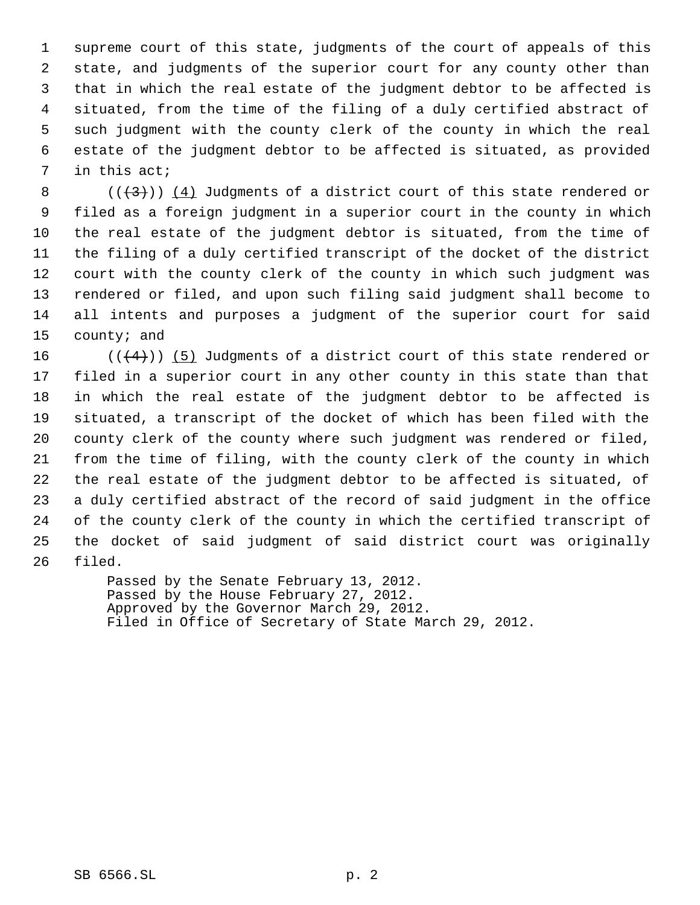supreme court of this state, judgments of the court of appeals of this state, and judgments of the superior court for any county other than that in which the real estate of the judgment debtor to be affected is situated, from the time of the filing of a duly certified abstract of such judgment with the county clerk of the county in which the real estate of the judgment debtor to be affected is situated, as provided in this act;

(( ~~(3)~~ )) <u>(4)</u> Judgments of a district court of this state rendered or filed as a foreign judgment in a superior court in the county in which the real estate of the judgment debtor is situated, from the time of the filing of a duly certified transcript of the docket of the district court with the county clerk of the county in which such judgment was rendered or filed, and upon such filing said judgment shall become to all intents and purposes a judgment of the superior court for said county; and

(( ~~(4)~~ )) <u>(5)</u> Judgments of a district court of this state rendered or filed in a superior court in any other county in this state than that in which the real estate of the judgment debtor to be affected is situated, a transcript of the docket of which has been filed with the county clerk of the county where such judgment was rendered or filed, from the time of filing, with the county clerk of the county in which the real estate of the judgment debtor to be affected is situated, of a duly certified abstract of the record of said judgment in the office of the county clerk of the county in which the certified transcript of the docket of said judgment of said district court was originally filed.

Passed by the Senate February 13, 2012.
Passed by the House February 27, 2012.
Approved by the Governor March 29, 2012.
Filed in Office of Secretary of State March 29, 2012.